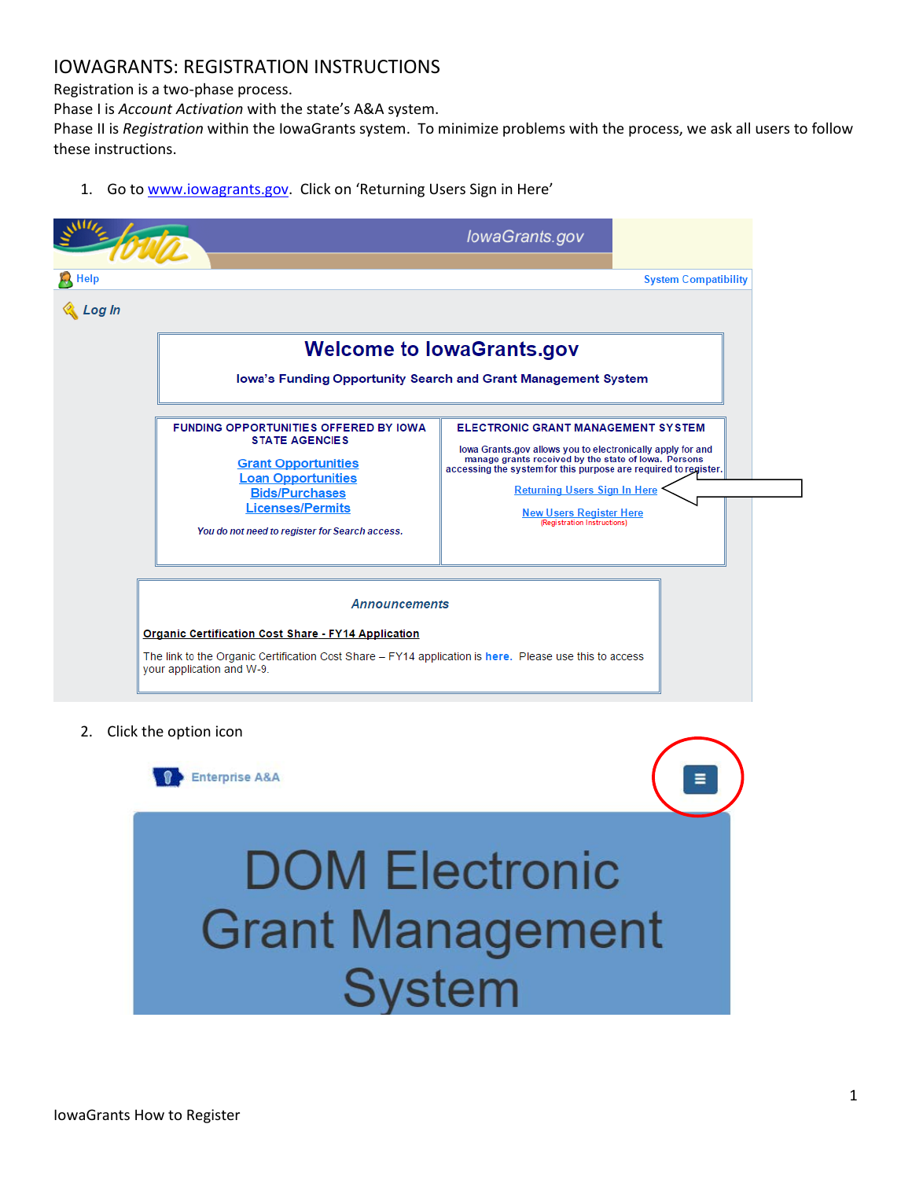# IOWAGRANTS: REGISTRATION INSTRUCTIONS

Registration is a two-phase process.
Phase I is *Account Activation* with the state's A&A system.
Phase II is *Registration* within the IowaGrants system. To minimize problems with the process, we ask all users to follow these instructions.

1. Go to www.iowagrants.gov. Click on 'Returning Users Sign in Here'

2. Click the option icon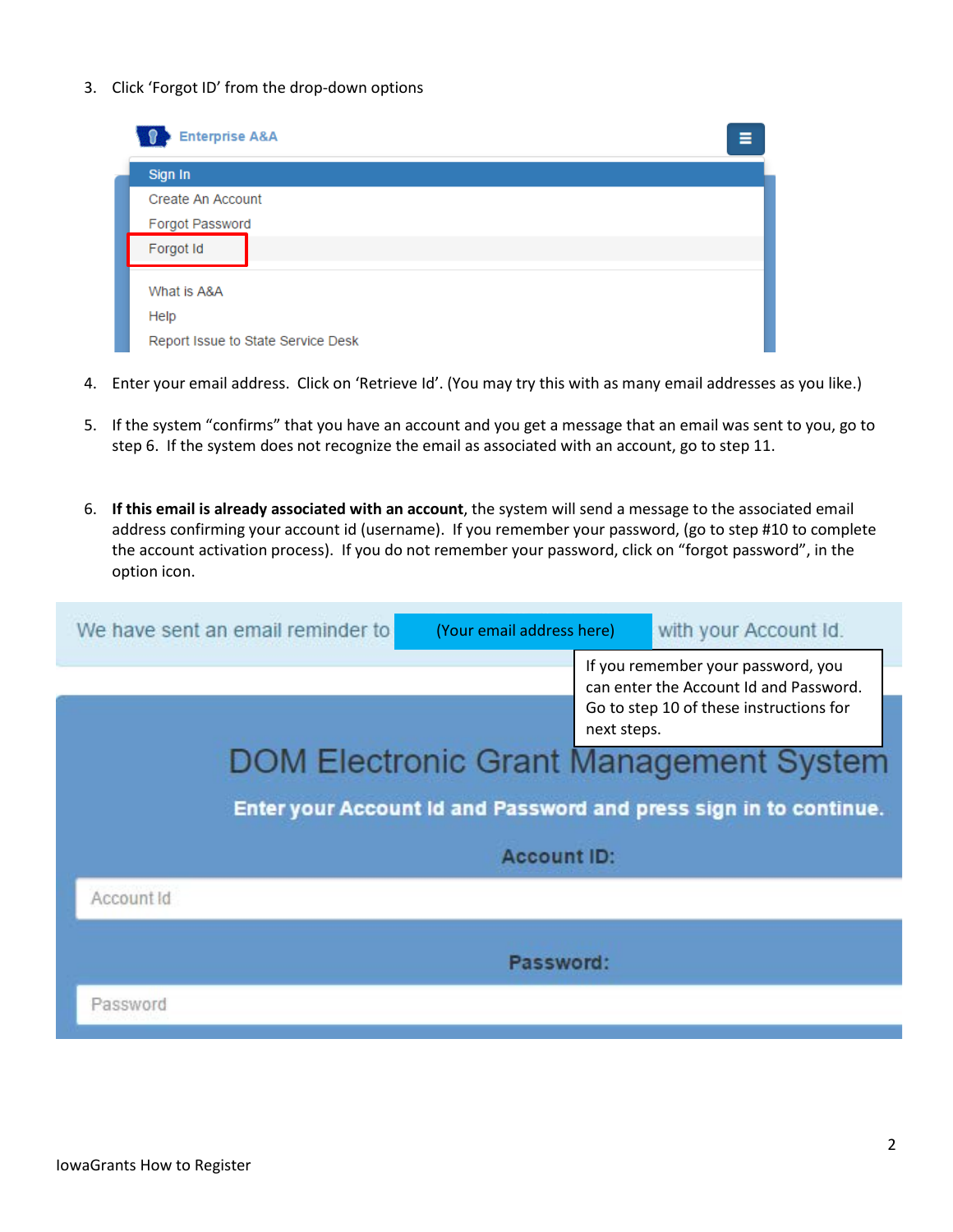3. Click 'Forgot ID' from the drop-down options

Enterprise A&A

- Sign In
- Create An Account
- Forgot Password
- Forgot Id
- What is A&A
- Help
- Report Issue to State Service Desk

4. Enter your email address. Click on 'Retrieve Id'. (You may try this with as many email addresses as you like.)

5. If the system "confirms" that you have an account and you get a message that an email was sent to you, go to step 6. If the system does not recognize the email as associated with an account, go to step 11.

6. **If this email is already associated with an account**, the system will send a message to the associated email address confirming your account id (username). If you remember your password, (go to step #10 to complete the account activation process). If you do not remember your password, click on "forgot password", in the option icon.

We have sent an email reminder to (Your email address here) with your Account Id.

If you remember your password, you can enter the Account Id and Password. Go to step 10 of these instructions for next steps.

DOM Electronic Grant Management System

Enter your Account Id and Password and press sign in to continue.

Account ID:

Account Id

Password:

Password

IowaGrants How to Register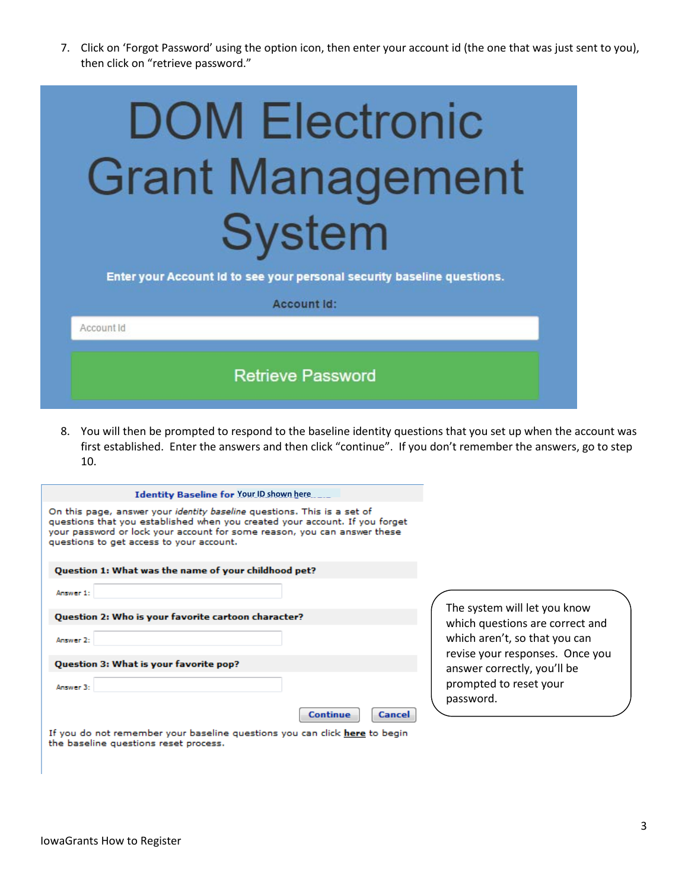7. Click on 'Forgot Password' using the option icon, then enter your account id (the one that was just sent to you), then click on "retrieve password."

DOM Electronic Grant Management System

Enter your Account Id to see your personal security baseline questions.

Account Id:

Account Id

Retrieve Password

8. You will then be prompted to respond to the baseline identity questions that you set up when the account was first established. Enter the answers and then click "continue". If you don't remember the answers, go to step 10.

**Identity Baseline for** Your ID shown here

On this page, answer your *identity baseline* questions. This is a set of questions that you established when you created your account. If you forget your password or lock your account for some reason, you can answer these questions to get access to your account.

**Question 1: What was the name of your childhood pet?**

Answer 1:

**Question 2: Who is your favorite cartoon character?**

Answer 2:

**Question 3: What is your favorite pop?**

Answer 3:

Continue Cancel

If you do not remember your baseline questions you can click **here** to begin the baseline questions reset process.

The system will let you know which questions are correct and which aren't, so that you can revise your responses. Once you answer correctly, you'll be prompted to reset your password.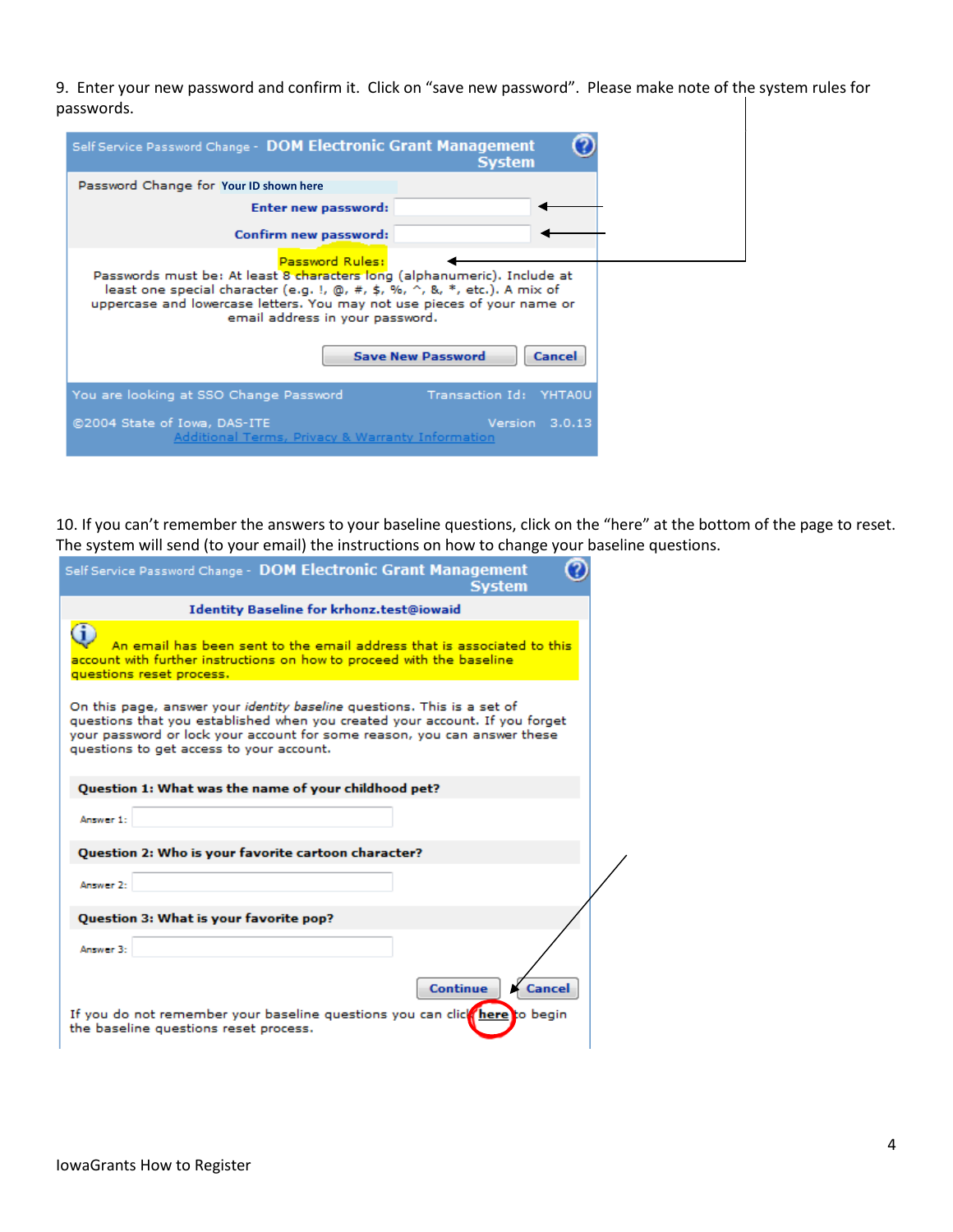9. Enter your new password and confirm it. Click on "save new password". Please make note of the system rules for passwords.

Self Service Password Change - **DOM Electronic Grant Management System**

Password Change for Your ID shown here

**Enter new password:**

**Confirm new password:**

Password Rules:

Passwords must be: At least 8 characters long (alphanumeric). Include at least one special character (e.g. !, @, #, $, %, ^, &, *, etc.). A mix of uppercase and lowercase letters. You may not use pieces of your name or email address in your password.

**Save New Password** **Cancel**

You are looking at SSO Change Password Transaction Id: YHTA0U

©2004 State of Iowa, DAS-ITE Version 3.0.13

Additional Terms, Privacy & Warranty Information

10. If you can't remember the answers to your baseline questions, click on the "here" at the bottom of the page to reset. The system will send (to your email) the instructions on how to change your baseline questions.

Self Service Password Change - **DOM Electronic Grant Management System**

**Identity Baseline for krhonz.test@iowaid**

An email has been sent to the email address that is associated to this account with further instructions on how to proceed with the baseline questions reset process.

On this page, answer your *identity baseline* questions. This is a set of questions that you established when you created your account. If you forget your password or lock your account for some reason, you can answer these questions to get access to your account.

**Question 1: What was the name of your childhood pet?**

Answer 1:

**Question 2: Who is your favorite cartoon character?**

Answer 2:

**Question 3: What is your favorite pop?**

Answer 3:

**Continue** **Cancel**

If you do not remember your baseline questions you can click **here** to begin the baseline questions reset process.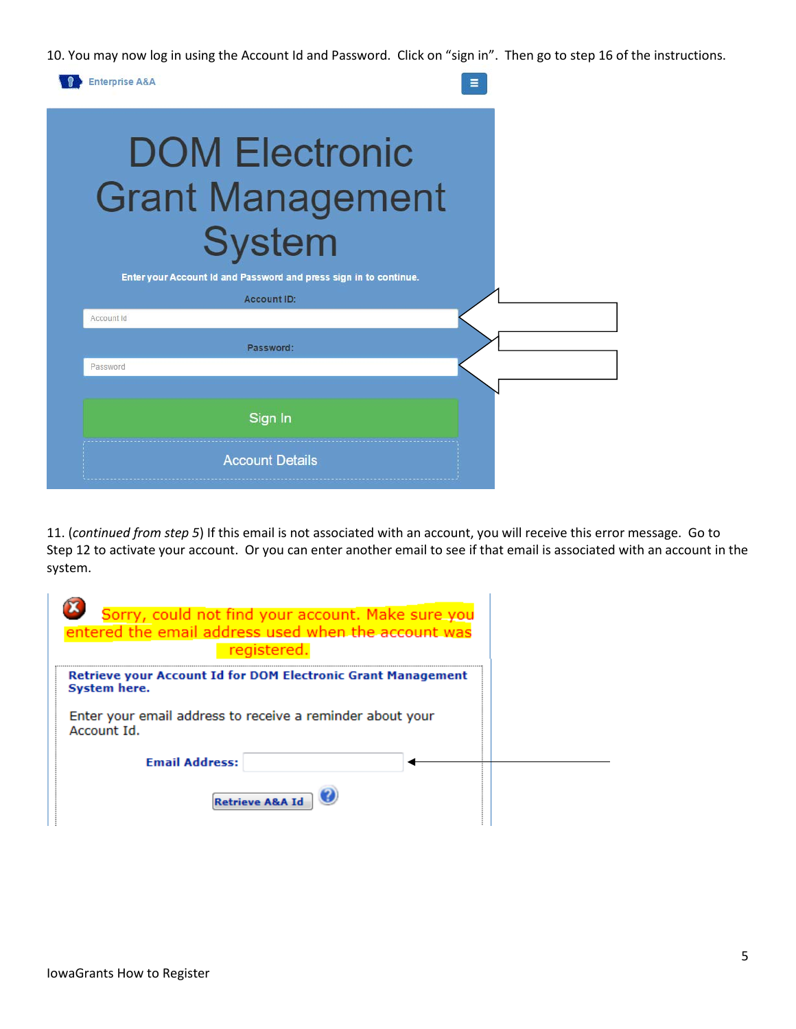10. You may now log in using the Account Id and Password. Click on "sign in". Then go to step 16 of the instructions.

Enterprise A&A

DOM Electronic Grant Management System

Enter your Account Id and Password and press sign in to continue.

Account ID:

Password:

Sign In

Account Details

11. (*continued from step 5*) If this email is not associated with an account, you will receive this error message. Go to Step 12 to activate your account. Or you can enter another email to see if that email is associated with an account in the system.

Sorry, could not find your account. Make sure you entered the email address used when the account was registered.

**Retrieve your Account Id for DOM Electronic Grant Management System here.**

Enter your email address to receive a reminder about your Account Id.

**Email Address:**

Retrieve A&A Id

IowaGrants How to Register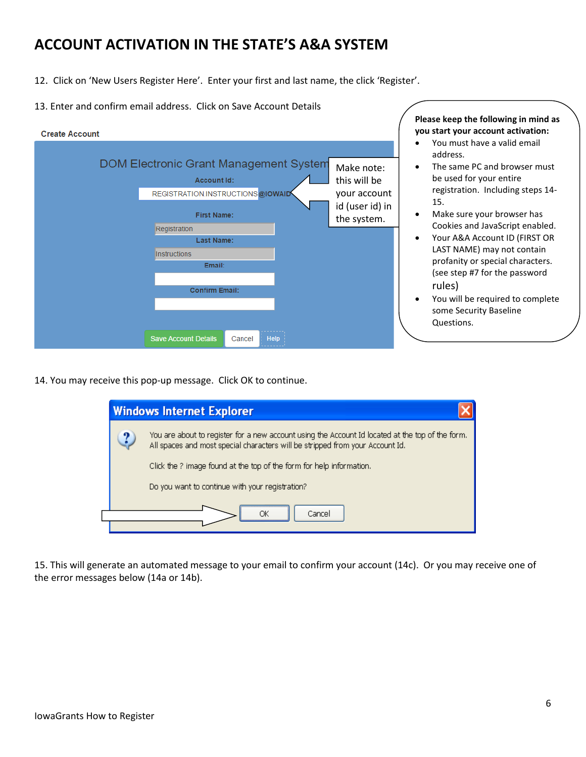# ACCOUNT ACTIVATION IN THE STATE'S A&A SYSTEM

12. Click on 'New Users Register Here'. Enter your first and last name, the click 'Register'.

13. Enter and confirm email address. Click on Save Account Details

Create Account

DOM Electronic Grant Management System

Account Id:

REGISTRATION.INSTRUCTIONS@IOWAID

First Name:

Registration

Last Name:

Instructions

Email:

Confirm Email:

Save Account Details | Cancel | Help

Make note: this will be your account id (user id) in the system.

**Please keep the following in mind as you start your account activation:**

- You must have a valid email address.
- The same PC and browser must be used for your entire registration. Including steps 14-15.
- Make sure your browser has Cookies and JavaScript enabled.
- Your A&A Account ID (FIRST OR LAST NAME) may not contain profanity or special characters. (see step #7 for the password rules)
- You will be required to complete some Security Baseline Questions.

14. You may receive this pop-up message. Click OK to continue.

**Windows Internet Explorer**

You are about to register for a new account using the Account Id located at the top of the form. All spaces and most special characters will be stripped from your Account Id.

Click the ? image found at the top of the form for help information.

Do you want to continue with your registration?

OK | Cancel

15. This will generate an automated message to your email to confirm your account (14c). Or you may receive one of the error messages below (14a or 14b).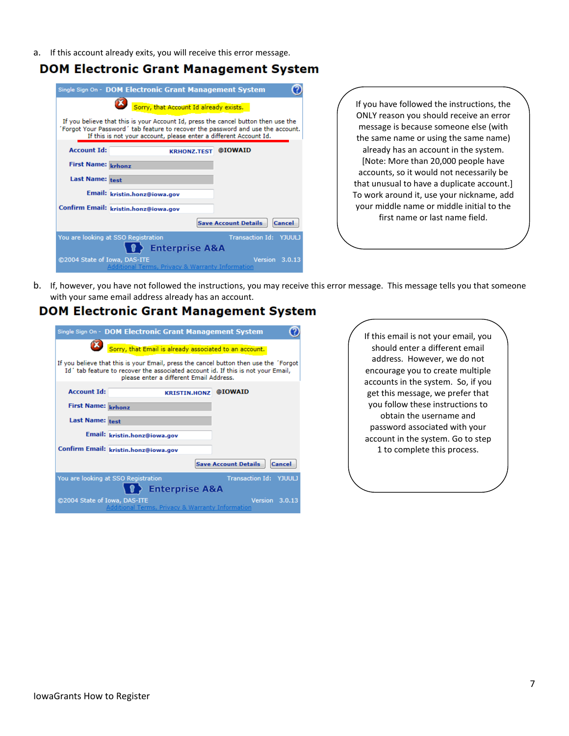a. If this account already exits, you will receive this error message.

## DOM Electronic Grant Management System

Single Sign On - DOM Electronic Grant Management System

Sorry, that Account Id already exists.

If you believe that this is your Account Id, press the cancel button then use the ´Forgot Your Password´ tab feature to recover the password and use the account. If this is not your account, please enter a different Account Id.

**Account Id:** KRHONZ.TEST @IOWAID

**First Name:** krhonz

**Last Name:** test

**Email:** kristin.honz@iowa.gov

**Confirm Email:** kristin.honz@iowa.gov

Save Account Details | Cancel

You are looking at SSO Registration — Transaction Id: YJUULJ

Enterprise A&A

©2004 State of Iowa, DAS-ITE — Version 3.0.13

Additional Terms, Privacy & Warranty Information

If you have followed the instructions, the ONLY reason you should receive an error message is because someone else (with the same name or using the same name) already has an account in the system. [Note: More than 20,000 people have accounts, so it would not necessarily be that unusual to have a duplicate account.] To work around it, use your nickname, add your middle name or middle initial to the first name or last name field.

b. If, however, you have not followed the instructions, you may receive this error message. This message tells you that someone with your same email address already has an account.

## DOM Electronic Grant Management System

Single Sign On - DOM Electronic Grant Management System

Sorry, that Email is already associated to an account.

If you believe that this is your Email, press the cancel button then use the ´Forgot Id´ tab feature to recover the associated account id. If this is not your Email, please enter a different Email Address.

**Account Id:** KRISTIN.HONZ @IOWAID

**First Name:** krhonz

**Last Name:** test

**Email:** kristin.honz@iowa.gov

**Confirm Email:** kristin.honz@iowa.gov

Save Account Details | Cancel

You are looking at SSO Registration — Transaction Id: YJUULJ

Enterprise A&A

©2004 State of Iowa, DAS-ITE — Version 3.0.13

Additional Terms, Privacy & Warranty Information

If this email is not your email, you should enter a different email address. However, we do not encourage you to create multiple accounts in the system. So, if you get this message, we prefer that you follow these instructions to obtain the username and password associated with your account in the system. Go to step 1 to complete this process.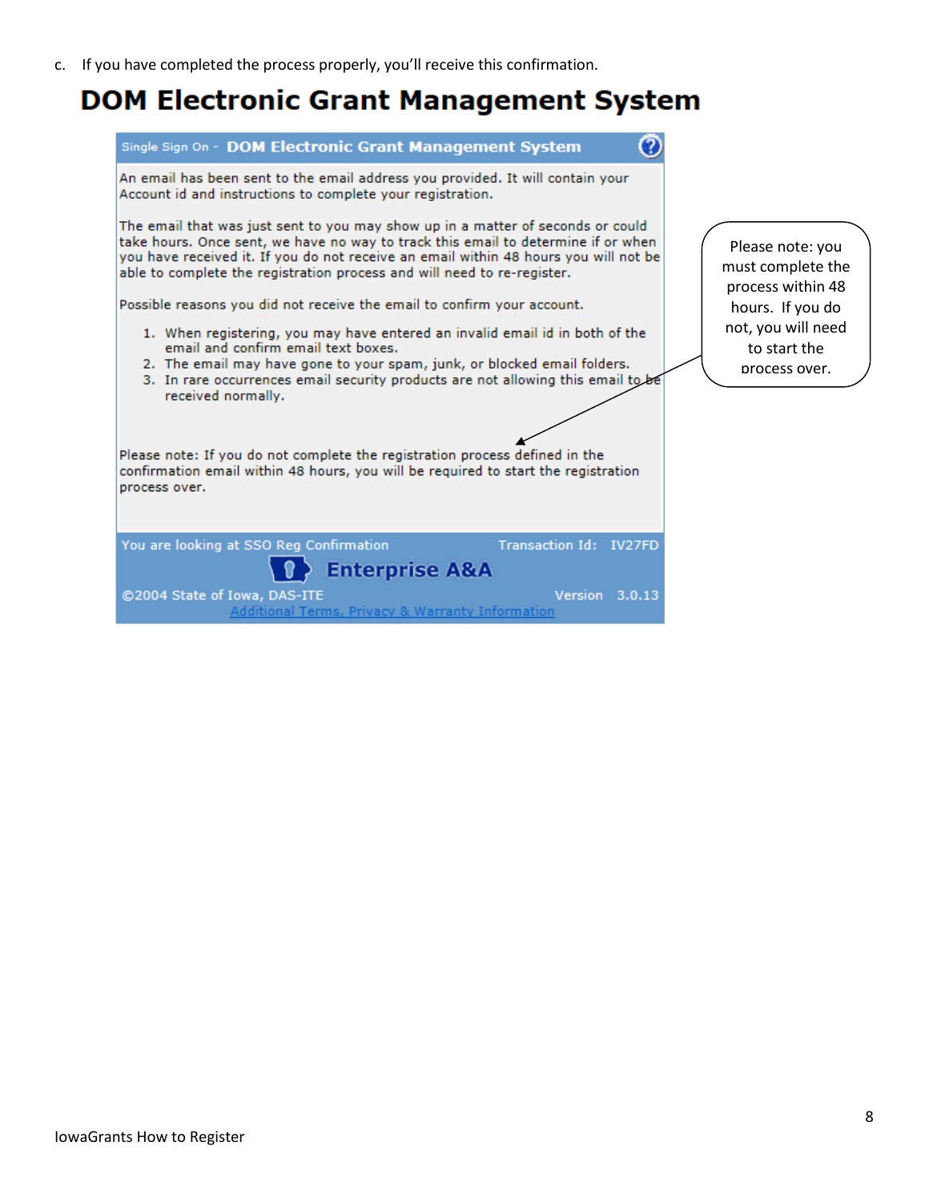c. If you have completed the process properly, you'll receive this confirmation.

# DOM Electronic Grant Management System

Single Sign On - **DOM Electronic Grant Management System**

An email has been sent to the email address you provided. It will contain your Account id and instructions to complete your registration.

The email that was just sent to you may show up in a matter of seconds or could take hours. Once sent, we have no way to track this email to determine if or when you have received it. If you do not receive an email within 48 hours you will not be able to complete the registration process and will need to re-register.

Possible reasons you did not receive the email to confirm your account.

1. When registering, you may have entered an invalid email id in both of the email and confirm email text boxes.
2. The email may have gone to your spam, junk, or blocked email folders.
3. In rare occurrences email security products are not allowing this email to be received normally.

Please note: If you do not complete the registration process defined in the confirmation email within 48 hours, you will be required to start the registration process over.

You are looking at SSO Reg Confirmation Transaction Id: IV27FD

Enterprise A&A

©2004 State of Iowa, DAS-ITE Version 3.0.13

Additional Terms, Privacy & Warranty Information

Please note: you must complete the process within 48 hours. If you do not, you will need to start the process over.

IowaGrants How to Register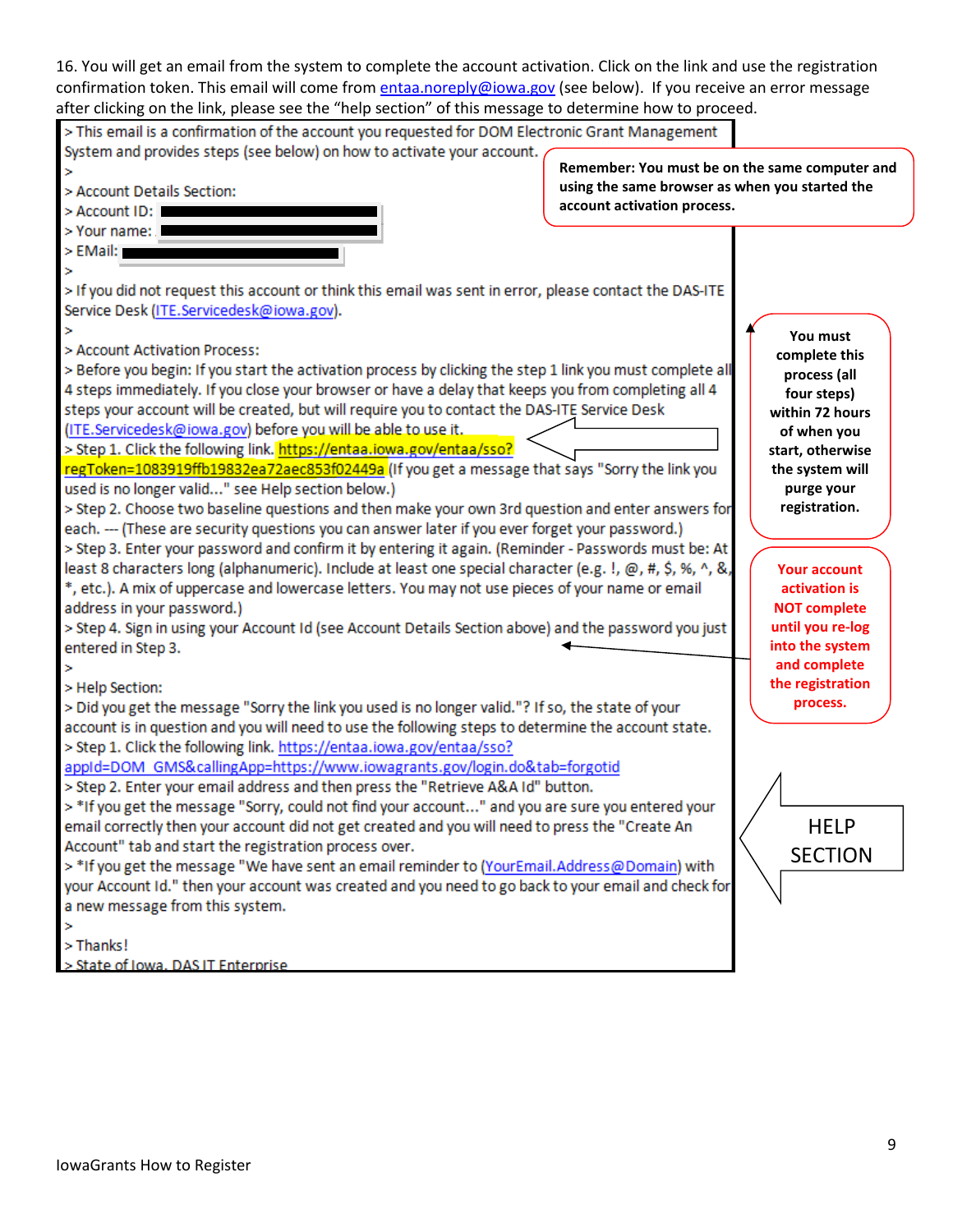16. You will get an email from the system to complete the account activation. Click on the link and use the registration confirmation token. This email will come from entaa.noreply@iowa.gov (see below). If you receive an error message after clicking on the link, please see the "help section" of this message to determine how to proceed.

> This email is a confirmation of the account you requested for DOM Electronic Grant Management System and provides steps (see below) on how to activate your account.
>
> Account Details Section:
> Account ID: ████████
> Your name: ████████
> EMail: ████████
>
> If you did not request this account or think this email was sent in error, please contact the DAS-ITE Service Desk (ITE.Servicedesk@iowa.gov).
>
> Account Activation Process:
> Before you begin: If you start the activation process by clicking the step 1 link you must complete all 4 steps immediately. If you close your browser or have a delay that keeps you from completing all 4 steps your account will be created, but will require you to contact the DAS-ITE Service Desk (ITE.Servicedesk@iowa.gov) before you will be able to use it.
> Step 1. Click the following link. https://entaa.iowa.gov/entaa/sso?regToken=1083919ffb19832ea72aec853f02449a (If you get a message that says "Sorry the link you used is no longer valid..." see Help section below.)
> Step 2. Choose two baseline questions and then make your own 3rd question and enter answers for each. --- (These are security questions you can answer later if you ever forget your password.)
> Step 3. Enter your password and confirm it by entering it again. (Reminder - Passwords must be: At least 8 characters long (alphanumeric). Include at least one special character (e.g. !, @, #, $, %, ^, &, *, etc.). A mix of uppercase and lowercase letters. You may not use pieces of your name or email address in your password.)
> Step 4. Sign in using your Account Id (see Account Details Section above) and the password you just entered in Step 3.
>
> Help Section:
> Did you get the message "Sorry the link you used is no longer valid."? If so, the state of your account is in question and you will need to use the following steps to determine the account state.
> Step 1. Click the following link. https://entaa.iowa.gov/entaa/sso?appId=DOM_GMS&callingApp=https://www.iowagrants.gov/login.do&tab=forgotid
> Step 2. Enter your email address and then press the "Retrieve A&A Id" button.
> *If you get the message "Sorry, could not find your account..." and you are sure you entered your email correctly then your account did not get created and you will need to press the "Create An Account" tab and start the registration process over.
> *If you get the message "We have sent an email reminder to (YourEmail.Address@Domain) with your Account Id." then your account was created and you need to go back to your email and check for a new message from this system.
>
> Thanks!
> State of Iowa, DAS IT Enterprise

**Remember: You must be on the same computer and using the same browser as when you started the account activation process.**

**You must complete this process (all four steps) within 72 hours of when you start, otherwise the system will purge your registration.**

**Your account activation is NOT complete until you re-log into the system and complete the registration process.**

HELP SECTION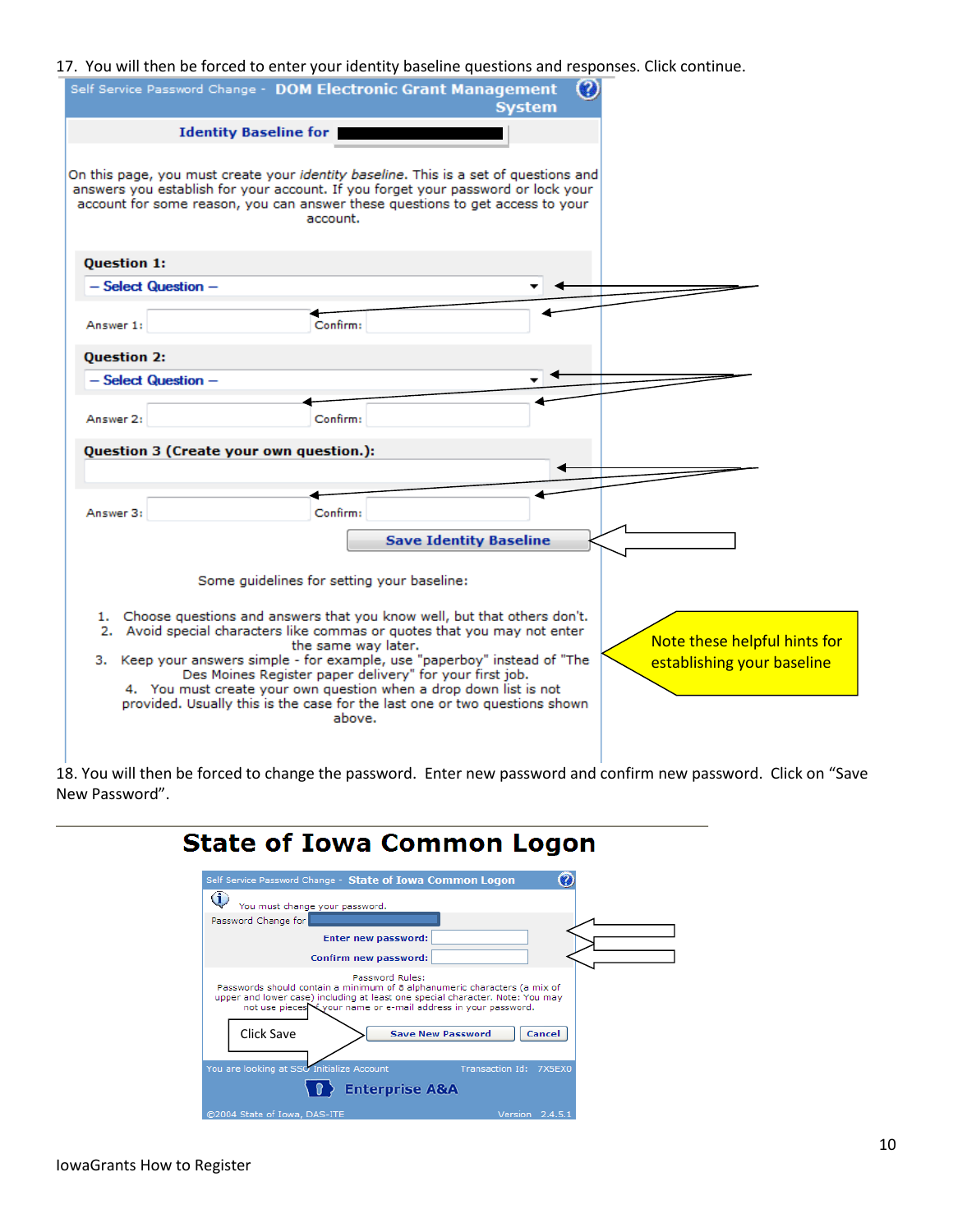17. You will then be forced to enter your identity baseline questions and responses. Click continue.

Self Service Password Change - **DOM Electronic Grant Management System**

**Identity Baseline for**

On this page, you must create your *identity baseline*. This is a set of questions and answers you establish for your account. If you forget your password or lock your account for some reason, you can answer these questions to get access to your account.

**Question 1:**

– Select Question –

Answer 1: Confirm:

**Question 2:**

– Select Question –

Answer 2: Confirm:

**Question 3 (Create your own question.):**

Answer 3: Confirm:

**Save Identity Baseline**

Some guidelines for setting your baseline:

1. Choose questions and answers that you know well, but that others don't.
2. Avoid special characters like commas or quotes that you may not enter the same way later.
3. Keep your answers simple - for example, use "paperboy" instead of "The Des Moines Register paper delivery" for your first job.
4. You must create your own question when a drop down list is not provided. Usually this is the case for the last one or two questions shown above.

Note these helpful hints for establishing your baseline

18. You will then be forced to change the password. Enter new password and confirm new password. Click on "Save New Password".

# State of Iowa Common Logon

Self Service Password Change - **State of Iowa Common Logon**

You must change your password.

Password Change for

**Enter new password:**

**Confirm new password:**

Password Rules:
Passwords should contain a minimum of 8 alphanumeric characters (a mix of upper and lower case) including at least one special character. Note: You may not use pieces of your name or e-mail address in your password.

Click Save

**Save New Password** **Cancel**

You are looking at SSO Initialize Account    Transaction Id: 7X5EX0

Enterprise A&A

©2004 State of Iowa, DAS-ITE    Version 2.4.5.1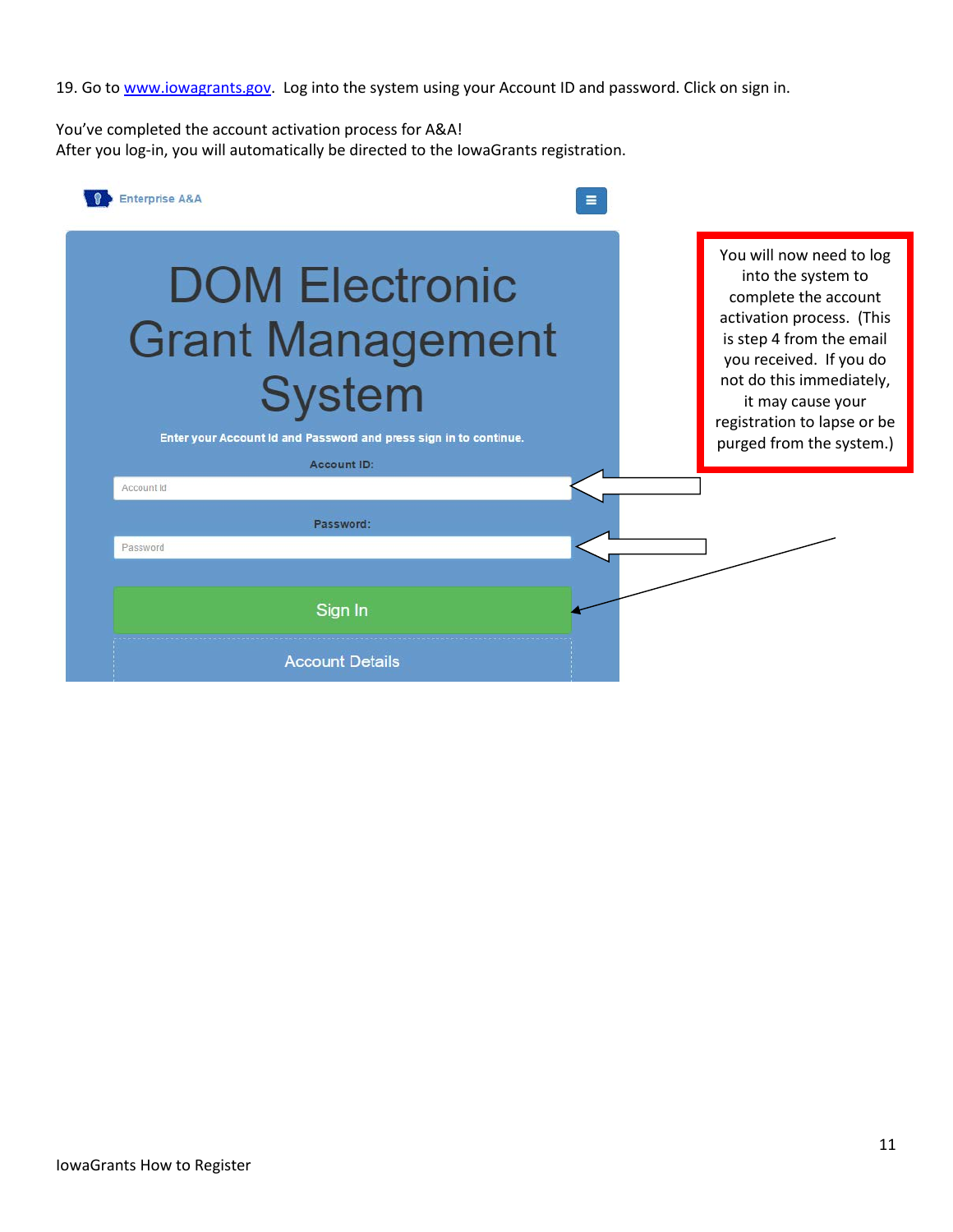19. Go to www.iowagrants.gov. Log into the system using your Account ID and password. Click on sign in.

You've completed the account activation process for A&A!
After you log-in, you will automatically be directed to the IowaGrants registration.

Enterprise A&A

DOM Electronic Grant Management System

Enter your Account Id and Password and press sign in to continue.

Account ID:

Account Id

Password:

Password

Sign In

Account Details

You will now need to log into the system to complete the account activation process. (This is step 4 from the email you received. If you do not do this immediately, it may cause your registration to lapse or be purged from the system.)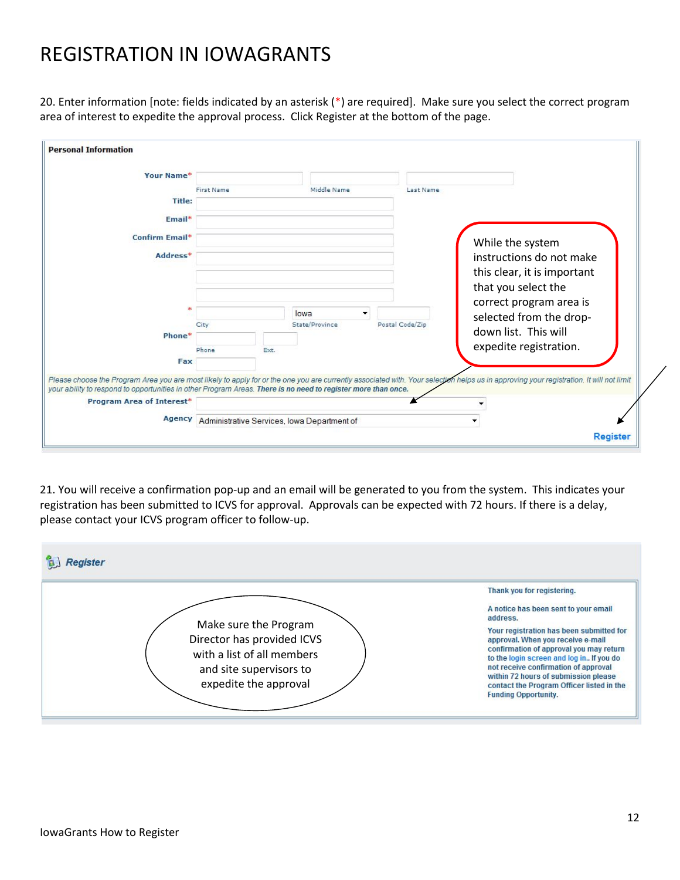# REGISTRATION IN IOWAGRANTS

20. Enter information [note: fields indicated by an asterisk (*) are required]. Make sure you select the correct program area of interest to expedite the approval process. Click Register at the bottom of the page.

**Personal Information**

**Your Name*** First Name | Middle Name | Last Name

**Title:**

**Email***

**Confirm Email***

**Address***

* City | Iowa State/Province | Postal Code/Zip

**Phone*** Phone | Ext.

**Fax**

*Please choose the Program Area you are most likely to apply for or the one you are currently associated with. Your selection helps us in approving your registration. It will not limit your ability to respond to opportunities in other Program Areas.* ***There is no need to register more than once.***

**Program Area of Interest***

**Agency** Administrative Services, Iowa Department of

**Register**

While the system instructions do not make this clear, it is important that you select the correct program area is selected from the drop-down list. This will expedite registration.

21. You will receive a confirmation pop-up and an email will be generated to you from the system. This indicates your registration has been submitted to ICVS for approval. Approvals can be expected with 72 hours. If there is a delay, please contact your ICVS program officer to follow-up.

***Register***

Thank you for registering.

A notice has been sent to your email address.

Your registration has been submitted for approval. When you receive e-mail confirmation of approval you may return to the login screen and log in.. If you do not receive confirmation of approval within 72 hours of submission please contact the Program Officer listed in the Funding Opportunity.

Make sure the Program Director has provided ICVS with a list of all members and site supervisors to expedite the approval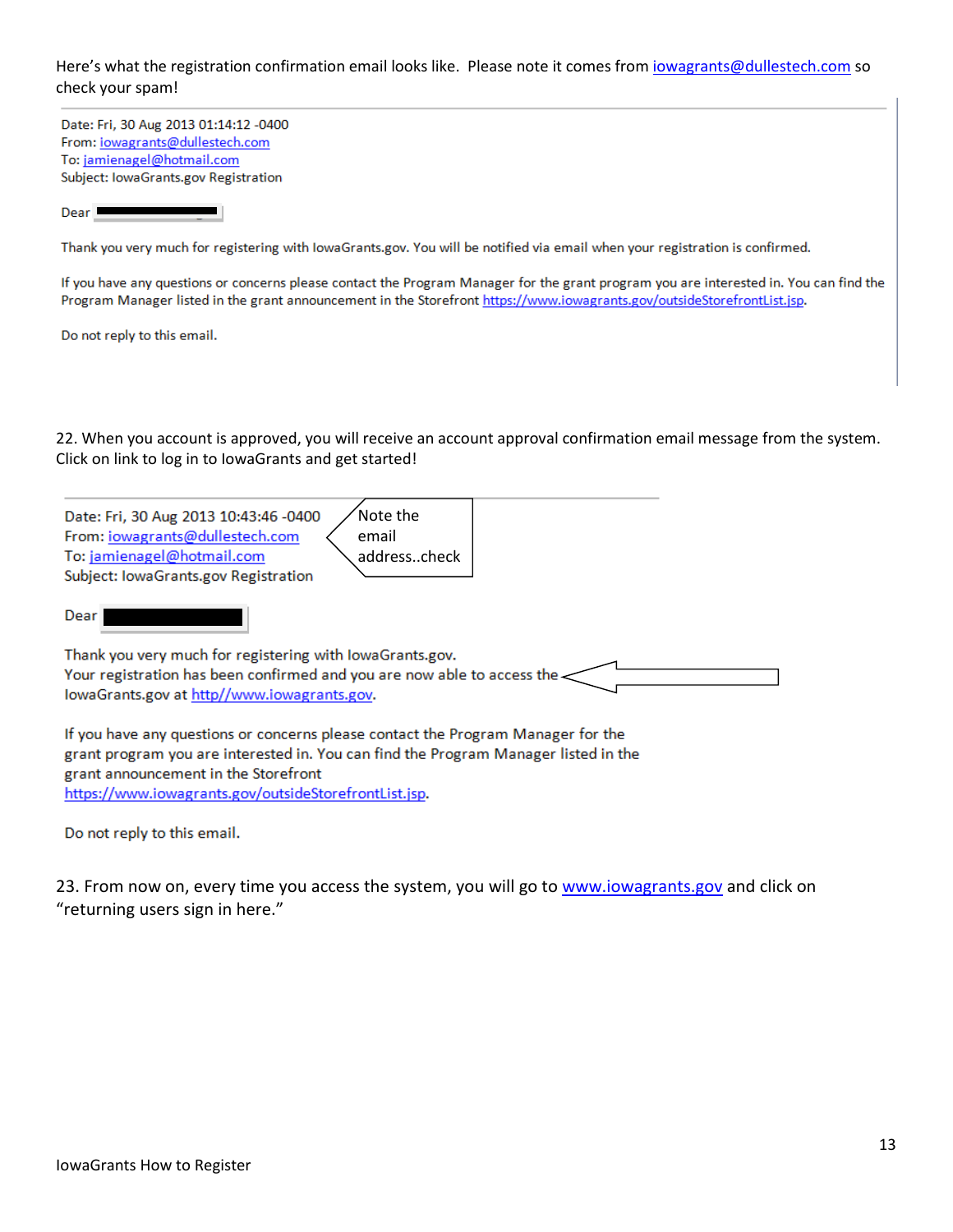Here's what the registration confirmation email looks like. Please note it comes from iowagrants@dullestech.com so check your spam!

Date: Fri, 30 Aug 2013 01:14:12 -0400
From: iowagrants@dullestech.com
To: jamienagel@hotmail.com
Subject: IowaGrants.gov Registration

Dear

Thank you very much for registering with IowaGrants.gov. You will be notified via email when your registration is confirmed.

If you have any questions or concerns please contact the Program Manager for the grant program you are interested in. You can find the Program Manager listed in the grant announcement in the Storefront https://www.iowagrants.gov/outsideStorefrontList.jsp.

Do not reply to this email.

22. When you account is approved, you will receive an account approval confirmation email message from the system. Click on link to log in to IowaGrants and get started!

Date: Fri, 30 Aug 2013 10:43:46 -0400
From: iowagrants@dullestech.com
To: jamienagel@hotmail.com
Subject: IowaGrants.gov Registration

Note the email address..check

Dear

Thank you very much for registering with IowaGrants.gov.
Your registration has been confirmed and you are now able to access the IowaGrants.gov at http//www.iowagrants.gov.

If you have any questions or concerns please contact the Program Manager for the grant program you are interested in. You can find the Program Manager listed in the grant announcement in the Storefront https://www.iowagrants.gov/outsideStorefrontList.jsp.

Do not reply to this email.

23. From now on, every time you access the system, you will go to www.iowagrants.gov and click on "returning users sign in here."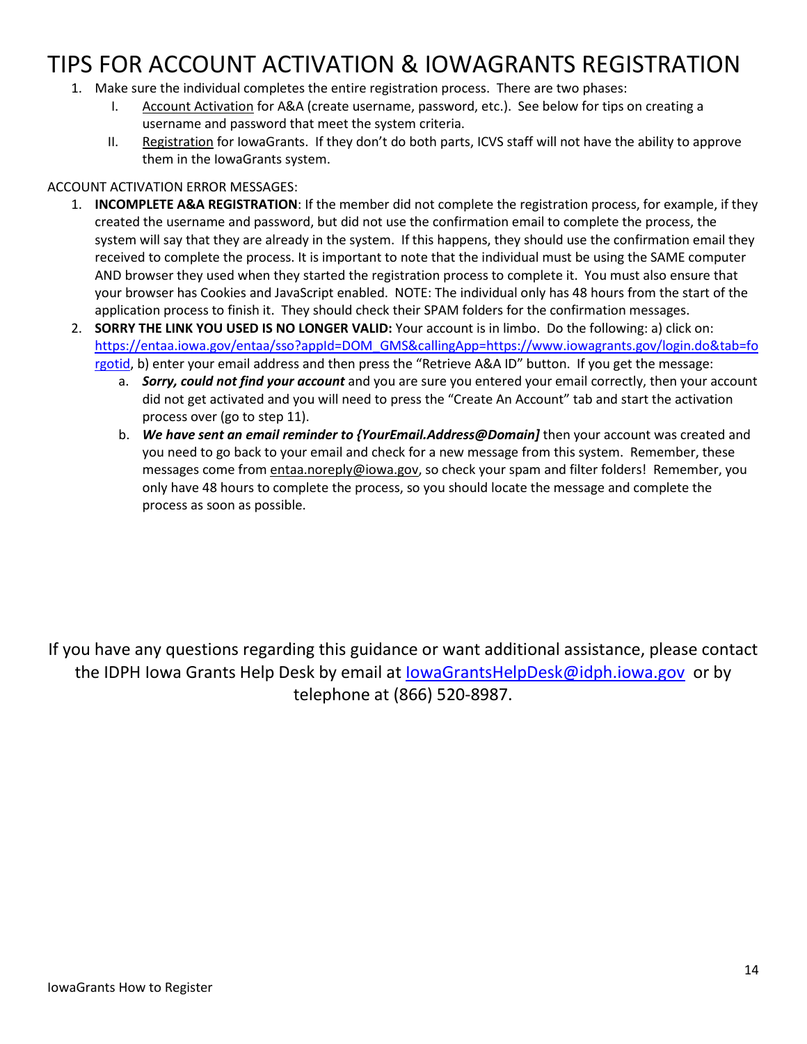# TIPS FOR ACCOUNT ACTIVATION & IOWAGRANTS REGISTRATION

1. Make sure the individual completes the entire registration process. There are two phases:
   I. Account Activation for A&A (create username, password, etc.). See below for tips on creating a username and password that meet the system criteria.
   II. Registration for IowaGrants. If they don't do both parts, ICVS staff will not have the ability to approve them in the IowaGrants system.

ACCOUNT ACTIVATION ERROR MESSAGES:

1. **INCOMPLETE A&A REGISTRATION**: If the member did not complete the registration process, for example, if they created the username and password, but did not use the confirmation email to complete the process, the system will say that they are already in the system. If this happens, they should use the confirmation email they received to complete the process. It is important to note that the individual must be using the SAME computer AND browser they used when they started the registration process to complete it. You must also ensure that your browser has Cookies and JavaScript enabled. NOTE: The individual only has 48 hours from the start of the application process to finish it. They should check their SPAM folders for the confirmation messages.
2. **SORRY THE LINK YOU USED IS NO LONGER VALID:** Your account is in limbo. Do the following: a) click on: https://entaa.iowa.gov/entaa/sso?appId=DOM_GMS&callingApp=https://www.iowagrants.gov/login.do&tab=forgotid, b) enter your email address and then press the "Retrieve A&A ID" button. If you get the message:
   a. ***Sorry, could not find your account*** and you are sure you entered your email correctly, then your account did not get activated and you will need to press the "Create An Account" tab and start the activation process over (go to step 11).
   b. ***We have sent an email reminder to {YourEmail.Address@Domain]*** then your account was created and you need to go back to your email and check for a new message from this system. Remember, these messages come from entaa.noreply@iowa.gov, so check your spam and filter folders! Remember, you only have 48 hours to complete the process, so you should locate the message and complete the process as soon as possible.

If you have any questions regarding this guidance or want additional assistance, please contact the IDPH Iowa Grants Help Desk by email at IowaGrantsHelpDesk@idph.iowa.gov or by telephone at (866) 520-8987.